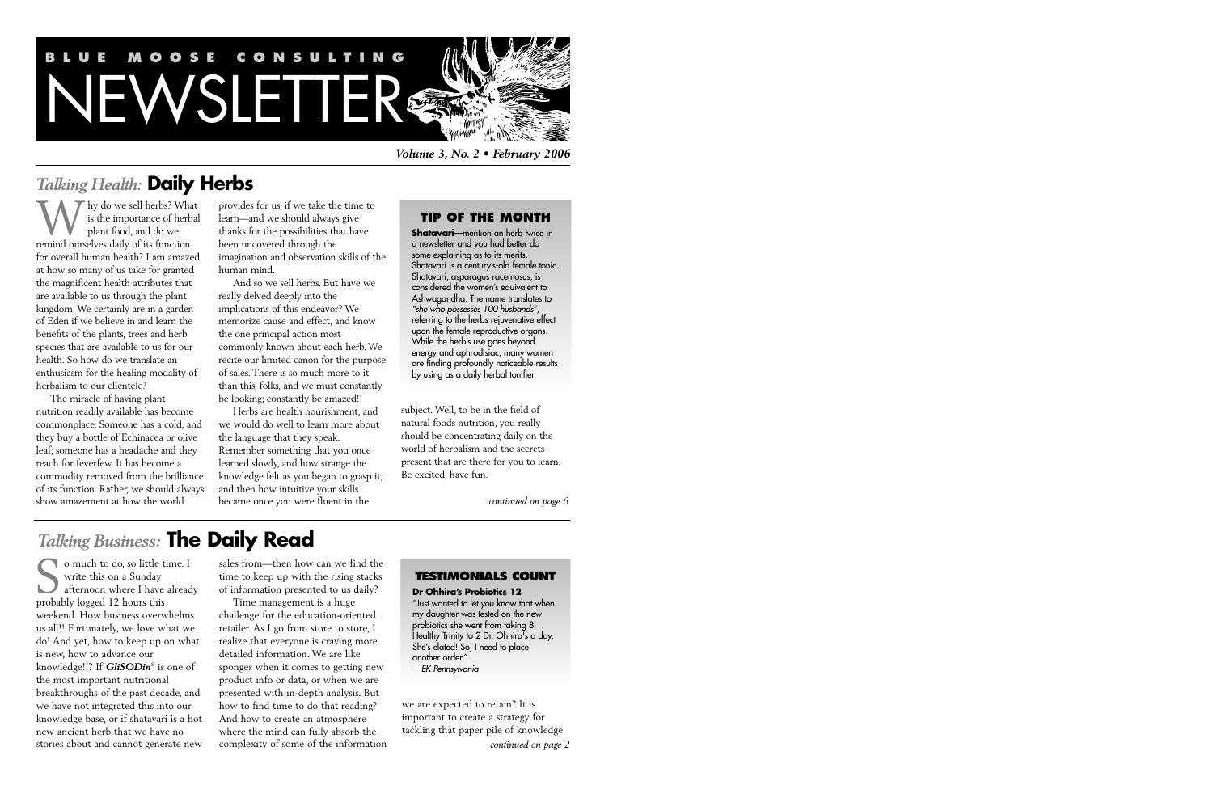# BLUE MOOSE CONSULTING NEWSLETTER

*Volume 3, No. 2 • February 2006*

## *Talking Health:* Daily Herbs

Why do we sell herbs? What is the importance of herbal plant food, and do we remind ourselves daily of its function for overall human health? I am amazed at how so many of us take for granted the magnificent health attributes that are available to us through the plant kingdom. We certainly are in a garden of Eden if we believe in and learn the benefits of the plants, trees and herb species that are available to us for our health. So how do we translate an enthusiasm for the healing modality of herbalism to our clientele?

The miracle of having plant nutrition readily available has become commonplace. Someone has a cold, and they buy a bottle of Echinacea or olive leaf; someone has a headache and they reach for feverfew. It has become a commodity removed from the brilliance of its function. Rather, we should always show amazement at how the world provides for us, if we take the time to learn—and we should always give thanks for the possibilities that have been uncovered through the imagination and observation skills of the human mind.

And so we sell herbs. But have we really delved deeply into the implications of this endeavor? We memorize cause and effect, and know the one principal action most commonly known about each herb. We recite our limited canon for the purpose of sales. There is so much more to it than this, folks, and we must constantly be looking; constantly be amazed!!

Herbs are health nourishment, and we would do well to learn more about the language that they speak. Remember something that you once learned slowly, and how strange the knowledge felt as you began to grasp it; and then how intuitive your skills became once you were fluent in the subject. Well, to be in the field of natural foods nutrition, you really should be concentrating daily on the world of herbalism and the secrets present that are there for you to learn. Be excited; have fun.

*continued on page 6*

### TIP OF THE MONTH

**Shatavari**—mention an herb twice in a newsletter and you had better do some explaining as to its merits. Shatavari is a century's-old female tonic. Shatavari, asparagus racemosus, is considered the women's equivalent to Ashwagandha. The name translates to *"she who possesses 100 husbands"*, referring to the herbs rejuvenative effect upon the female reproductive organs. While the herb's use goes beyond energy and aphrodisiac, many women are finding profoundly noticeable results by using as a daily herbal tonifier.

## *Talking Business:* The Daily Read

So much to do, so little time. I write this on a Sunday afternoon where I have already probably logged 12 hours this weekend. How business overwhelms us all!! Fortunately, we love what we do! And yet, how to keep up on what is new, how to advance our knowledge!!? If ***GliSODin***® is one of the most important nutritional breakthroughs of the past decade, and we have not integrated this into our knowledge base, or if shatavari is a hot new ancient herb that we have no stories about and cannot generate new sales from—then how can we find the time to keep up with the rising stacks of information presented to us daily?

Time management is a huge challenge for the education-oriented retailer. As I go from store to store, I realize that everyone is craving more detailed information. We are like sponges when it comes to getting new product info or data, or when we are presented with in-depth analysis. But how to find time to do that reading? And how to create an atmosphere where the mind can fully absorb the complexity of some of the information we are expected to retain? It is important to create a strategy for tackling that paper pile of knowledge

*continued on page 2*

### TESTIMONIALS COUNT

**Dr Ohhira's Probiotics 12**

"Just wanted to let you know that when my daughter was tested on the new probiotics she went from taking 8 Healthy Trinity to 2 Dr. Ohhira's a day. She's elated! So, I need to place another order."
*—EK Pennsylvania*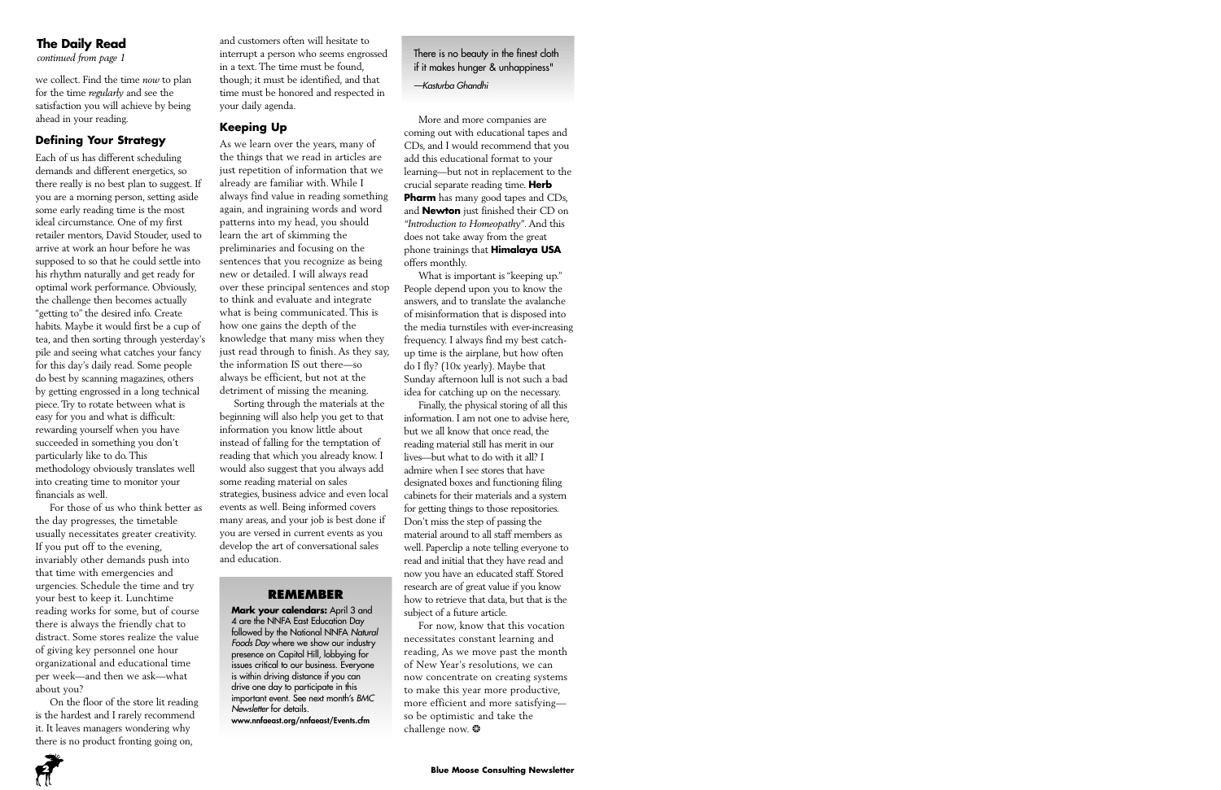## The Daily Read

*continued from page 1*

we collect. Find the time *now* to plan for the time *regularly* and see the satisfaction you will achieve by being ahead in your reading.

### Defining Your Strategy

Each of us has different scheduling demands and different energetics, so there really is no best plan to suggest. If you are a morning person, setting aside some early reading time is the most ideal circumstance. One of my first retailer mentors, David Stouder, used to arrive at work an hour before he was supposed to so that he could settle into his rhythm naturally and get ready for optimal work performance. Obviously, the challenge then becomes actually "getting to" the desired info. Create habits. Maybe it would first be a cup of tea, and then sorting through yesterday's pile and seeing what catches your fancy for this day's daily read. Some people do best by scanning magazines, others by getting engrossed in a long technical piece. Try to rotate between what is easy for you and what is difficult: rewarding yourself when you have succeeded in something you don't particularly like to do. This methodology obviously translates well into creating time to monitor your financials as well.

For those of us who think better as the day progresses, the timetable usually necessitates greater creativity. If you put off to the evening, invariably other demands push into that time with emergencies and urgencies. Schedule the time and try your best to keep it. Lunchtime reading works for some, but of course there is always the friendly chat to distract. Some stores realize the value of giving key personnel one hour organizational and educational time per week—and then we ask—what about you?

On the floor of the store lit reading is the hardest and I rarely recommend it. It leaves managers wondering why there is no product fronting going on, and customers often will hesitate to interrupt a person who seems engrossed in a text. The time must be found, though; it must be identified, and that time must be honored and respected in your daily agenda.

### Keeping Up

As we learn over the years, many of the things that we read in articles are just repetition of information that we already are familiar with. While I always find value in reading something again, and ingraining words and word patterns into my head, you should learn the art of skimming the preliminaries and focusing on the sentences that you recognize as being new or detailed. I will always read over these principal sentences and stop to think and evaluate and integrate what is being communicated. This is how one gains the depth of the knowledge that many miss when they just read through to finish. As they say, the information IS out there—so always be efficient, but not at the detriment of missing the meaning.

Sorting through the materials at the beginning will also help you get to that information you know little about instead of falling for the temptation of reading that which you already know. I would also suggest that you always add some reading material on sales strategies, business advice and even local events as well. Being informed covers many areas, and your job is best done if you are versed in current events as you develop the art of conversational sales and education.

> There is no beauty in the finest cloth if it makes hunger & unhappiness"
>
> *—Kasturba Ghandhi*

More and more companies are coming out with educational tapes and CDs, and I would recommend that you add this educational format to your learning—but not in replacement to the crucial separate reading time. **Herb Pharm** has many good tapes and CDs, and **Newton** just finished their CD on *"Introduction to Homeopathy"*. And this does not take away from the great phone trainings that **Himalaya USA** offers monthly.

What is important is "keeping up." People depend upon you to know the answers, and to translate the avalanche of misinformation that is disposed into the media turnstiles with ever-increasing frequency. I always find my best catch-up time is the airplane, but how often do I fly? (10x yearly). Maybe that Sunday afternoon lull is not such a bad idea for catching up on the necessary.

Finally, the physical storing of all this information. I am not one to advise here, but we all know that once read, the reading material still has merit in our lives—but what to do with it all? I admire when I see stores that have designated boxes and functioning filing cabinets for their materials and a system for getting things to those repositories. Don't miss the step of passing the material around to all staff members as well. Paperclip a note telling everyone to read and initial that they have read and now you have an educated staff. Stored research are of great value if you know how to retrieve that data, but that is the subject of a future article.

For now, know that this vocation necessitates constant learning and reading, As we move past the month of New Year's resolutions, we can now concentrate on creating systems to make this year more productive, more efficient and more satisfying—so be optimistic and take the challenge now. ❂

### REMEMBER

**Mark your calendars:** April 3 and 4 are the NNFA East Education Day followed by the National NNFA *Natural Foods Day* where we show our industry presence on Capitol Hill, lobbying for issues critical to our business. Everyone is within driving distance if you can drive one day to participate in this important event. See next month's *BMC Newsletter* for details.
**www.nnfaeast.org/nnfaeast/Events.cfm**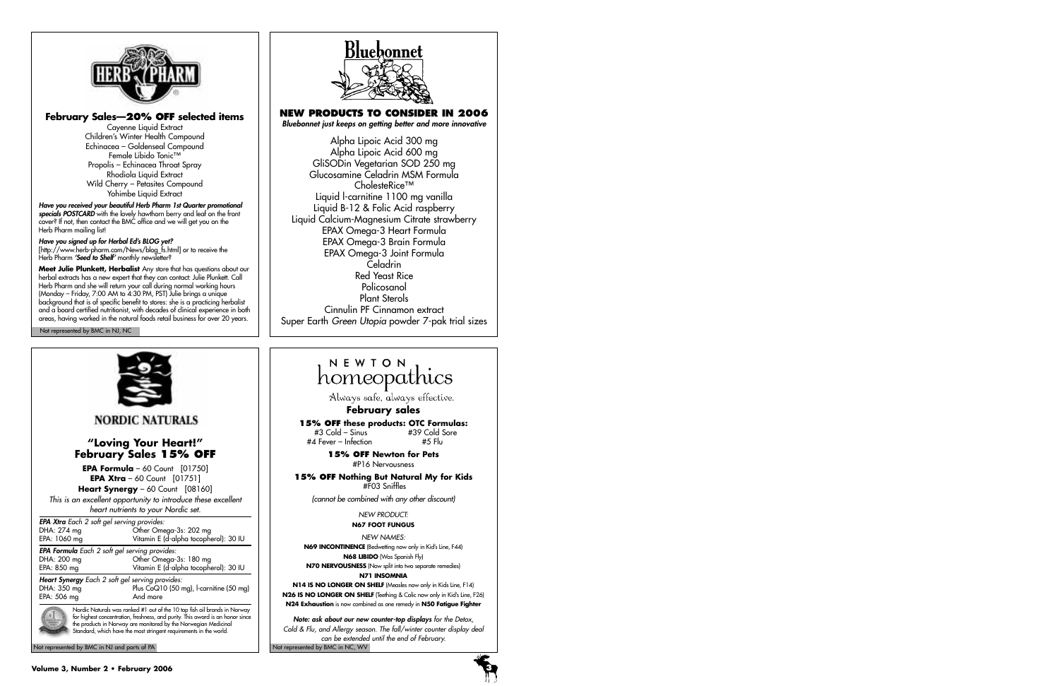## HERB PHARM

### February Sales—20% OFF selected items

Cayenne Liquid Extract
Children's Winter Health Compound
Echinacea – Goldenseal Compound
Female Libido Tonic™
Propolis – Echinacea Throat Spray
Rhodiola Liquid Extract
Wild Cherry – Petasites Compound
Yohimbe Liquid Extract

***Have you received your beautiful Herb Pharm 1st Quarter promotional specials POSTCARD*** with the lovely hawthorn berry and leaf on the front cover? If not, then contact the BMC office and we will get you on the Herb Pharm mailing list!

***Have you signed up for Herbal Ed's BLOG yet?***
[http://www.herb-pharm.com/News/blog_fs.html] or to receive the Herb Pharm '***Seed to Shelf***' monthly newsletter?

**Meet Julie Plunkett, Herbalist** Any store that has questions about our herbal extracts has a new expert that they can contact: Julie Plunkett. Call Herb Pharm and she will return your call during normal working hours (Monday – Friday, 7:00 AM to 4:30 PM, PST) Julie brings a unique background that is of specific benefit to stores: she is a practicing herbalist and a board certified nutritionist, with decades of clinical experience in both areas, having worked in the natural foods retail business for over 20 years.

Not represented by BMC in NJ, NC

## Bluebonnet

### NEW PRODUCTS TO CONSIDER IN 2006

***Bluebonnet just keeps on getting better and more innovative***

Alpha Lipoic Acid 300 mg
Alpha Lipoic Acid 600 mg
GliSODin Vegetarian SOD 250 mg
Glucosamine Celadrin MSM Formula
CholesteRice™
Liquid l-carnitine 1100 mg vanilla
Liquid B-12 & Folic Acid raspberry
Liquid Calcium-Magnesium Citrate strawberry
EPAX Omega-3 Heart Formula
EPAX Omega-3 Brain Formula
EPAX Omega-3 Joint Formula
Celadrin
Red Yeast Rice
Policosanol
Plant Sterols
Cinnulin PF Cinnamon extract
Super Earth *Green Utopia* powder 7-pak trial sizes

## NORDIC NATURALS

### "Loving Your Heart!" February Sales 15% OFF

**EPA Formula** – 60 Count [01750]
**EPA Xtra** – 60 Count [01751]
**Heart Synergy** – 60 Count [08160]

*This is an excellent opportunity to introduce these excellent heart nutrients to your Nordic set.*

***EPA Xtra*** *Each 2 soft gel serving provides:*

| | |
|---|---|
| DHA: 274 mg | Other Omega-3s: 202 mg |
| EPA: 1060 mg | Vitamin E (d-alpha tocopherol): 30 IU |

***EPA Formula*** *Each 2 soft gel serving provides:*

| | |
|---|---|
| DHA: 200 mg | Other Omega-3s: 180 mg |
| EPA: 850 mg | Vitamin E (d-alpha tocopherol): 30 IU |

***Heart Synergy*** *Each 2 soft gel serving provides:*

| | |
|---|---|
| DHA: 350 mg | Plus CoQ10 (50 mg), l-carnitine (50 mg) |
| EPA: 506 mg | And more |

Nordic Naturals was ranked #1 out of the 10 top fish oil brands in Norway for highest concentration, freshness, and purity. This award is an honor since the products in Norway are monitored by the Norwegian Medicinal Standard, which have the most stringent requirements in the world.

Not represented by BMC in NJ and parts of PA

## NEWTON homeopathics

Always safe, always effective.

### February sales

**15% OFF these products: OTC Formulas:**

#3 Cold – Sinus
#39 Cold Sore
#4 Fever – Infection
#5 Flu

**15% OFF Newton for Pets**
#P16 Nervousness

**15% OFF Nothing But Natural My for Kids**
#F03 Sniffles

*(cannot be combined with any other discount)*

*NEW PRODUCT:*
**N67 FOOT FUNGUS**

*NEW NAMES:*
**N69 INCONTINENCE** (Bedwetting now only in Kid's Line, F44)
**N68 LIBIDO** (Was Spanish Fly)
**N70 NERVOUSNESS** (Now split into two separate remedies)
**N71 INSOMNIA**
**N14 IS NO LONGER ON SHELF** (Measles now only in Kids Line, F14)
**N26 IS NO LONGER ON SHELF** (Teething & Colic now only in Kid's Line, F26)
**N24 Exhaustion** is now combined as one remedy in **N50 Fatigue Fighter**

***Note: ask about our new counter-top displays*** *for the Detox, Cold & Flu, and Allergy season. The fall/winter counter display deal can be extended until the end of February.*

Not represented by BMC in NC, WV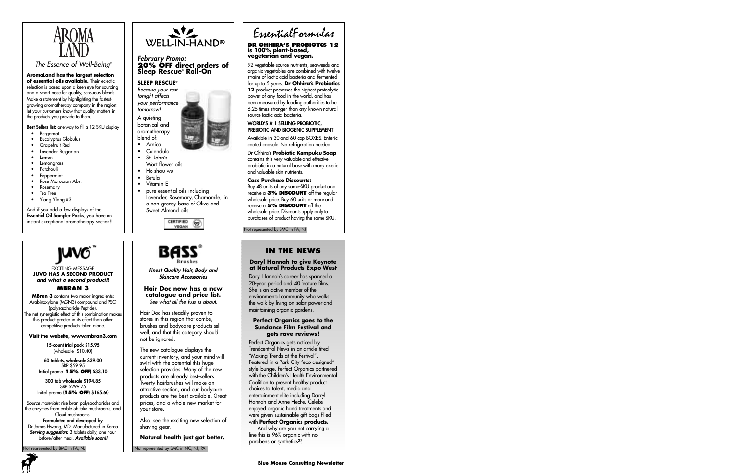# AROMA LAND

*The Essence of Well-Being®*

**AromaLand has the largest selection of essential oils available.** Their eclectic selection is based upon a keen eye for sourcing and a smart nose for quality, sensuous blends. Make a statement by highlighting the fastest-growing aromatherapy company in the region: let your customers know that quality matters in the products you provide to them.

**Best Sellers list:** one way to fill a 12 SKU display

- Bergamot
- Eucalyptus Globulus
- Grapefruit Red
- Lavender Bulgarian
- Lemon
- Lemongrass
- Patchouli
- Peppermint
- Rose Moroccan Abs.
- Rosemary
- Tea Tree
- Ylang Ylang #3

And if you add a few displays of the **Essential Oil Sampler Packs**, you have an instant exceptional aromatherapy section!!

# WELL-IN-HAND®

***February Promo:***
**20% OFF direct orders of Sleep Rescue® Roll-On**

**SLEEP RESCUE®**

*Because your rest tonight affects your performance tomorrow!*

A quieting botanical and aromatherapy blend of:

- Arnica
- Calendula
- St. John's Wort flower oils
- Ho shou wu
- Betula
- Vitamin E
- pure essential oils including Lavender, Rosemary, Chamomile, in a non-greasy base of Olive and Sweet Almond oils.

CERTIFIED VEGAN

# EssentialFormulas

**DR OHHIRA'S PROBIOTCS 12 is 100% plant-based, vegetarian and vegan.**

92 vegetable-source nutrients, seaweeds and organic vegetables are combined with twelve strains of lactic acid bacteria and fermented for up to 5 years. **Dr Ohhira's Probiotics 12** product possesses the highest proteolytic power of any food in the world, and has been measured by leading authorities to be 6.25 times stronger than any known natural source lactic acid bacteria.

**WORLD'S # 1 SELLING PROBIOTIC, PREBIOTIC AND BIOGENIC SUPPLEMENT**

Available in 30 and 60 cap BOXES. Enteric coated capsule. No refrigeration needed.

Dr Ohhira's **Probiotic Kampuku Soap** contains this very valuable and effective probiotic in a natural base with many exotic and valuable skin nutrients.

**Case Purchase Discounts:**
Buy 48 units of any same-SKU product and receive a **3% DISCOUNT** off the regular wholesale price. Buy 60 units or more and receive a **5% DISCOUNT** off the wholesale price. Discounts apply only to purchases of product having the same SKU.

Not represented by BMC in PA, NJ

# JUVO™

EXCITING MESSAGE
**JUVO HAS A SECOND PRODUCT *and what a second product!!***

**MBRAN 3**

**MBran 3** contains two major ingredients: Arabinoxylane (MGN3) compound and PSO (polysaccharide-Peptide). The net synergistic effect of this combination makes this product greater in its effect than other competitive products taken alone.

**Visit the website, www.mbran3.com**

**15-count trial pack $15.95**
(wholesale $10.40)

**60 tablets, wholesale $39.00**
SRP $59.95
Initial promo (**15% OFF**) $33.10

**300 tab wholesale $194.85**
SRP $299.75
Initial promo (**15% OFF**) $165.60

*Source materials:* rice bran polysaccharides and the enzymes from edible Shitake mushrooms, and Cloud mushrooms.

**Formulated and developed by**
Dr James Hwang, MD. Manufactured in Korea
***Serving suggestion:*** 3 tablets daily, one hour before/after meal. ***Available soon!!***

Not represented by BMC in PA, NJ

# BASS® Brushes

***Finest Quality Hair, Body and Skincare Accessories***

**Hair Doc now has a new catalogue and price list.**
*See what all the fuss is about.*

Hair Doc has steadily proven to stores in this region that combs, brushes and bodycare products sell well, and that this category should not be ignored.

The new catalogue displays the current inventory, and your mind will swirl with the potential this huge selection provides. Many of the new products are already best-sellers. Twenty hairbrushes will make an attractive section, and our bodycare products are the best available. Great prices, and a whole new market for your store.

Also, see the exciting new selection of shaving gear.

**Natural health just got better.**

Not represented by BMC in NC, NJ, PA

# IN THE NEWS

**Daryl Hannah to give Keynote at Natural Products Expo West**

Daryl Hannah's career has spanned a 20-year period and 40 feature films. She is an active member of the environmental community who walks the walk by living on solar power and maintaining organic gardens.

**Perfect Organics goes to the Sundance Film Festival and gets rave reviews!**

Perfect Organics gets noticed by Trendcentral News in an article titled "Making Trends at the Festival". Featured in a Park City "eco-designed" style lounge, Perfect Organics partnered with the Children's Health Environmental Coalition to present healthy product choices to talent, media and entertainment elite including Darryl Hannah and Anne Heche. Celebs enjoyed organic hand treatments and were given sustainable gift bags filled with **Perfect Organics products.**

And why are you not carrying a line this is 96% organic with no parabens or synthetics??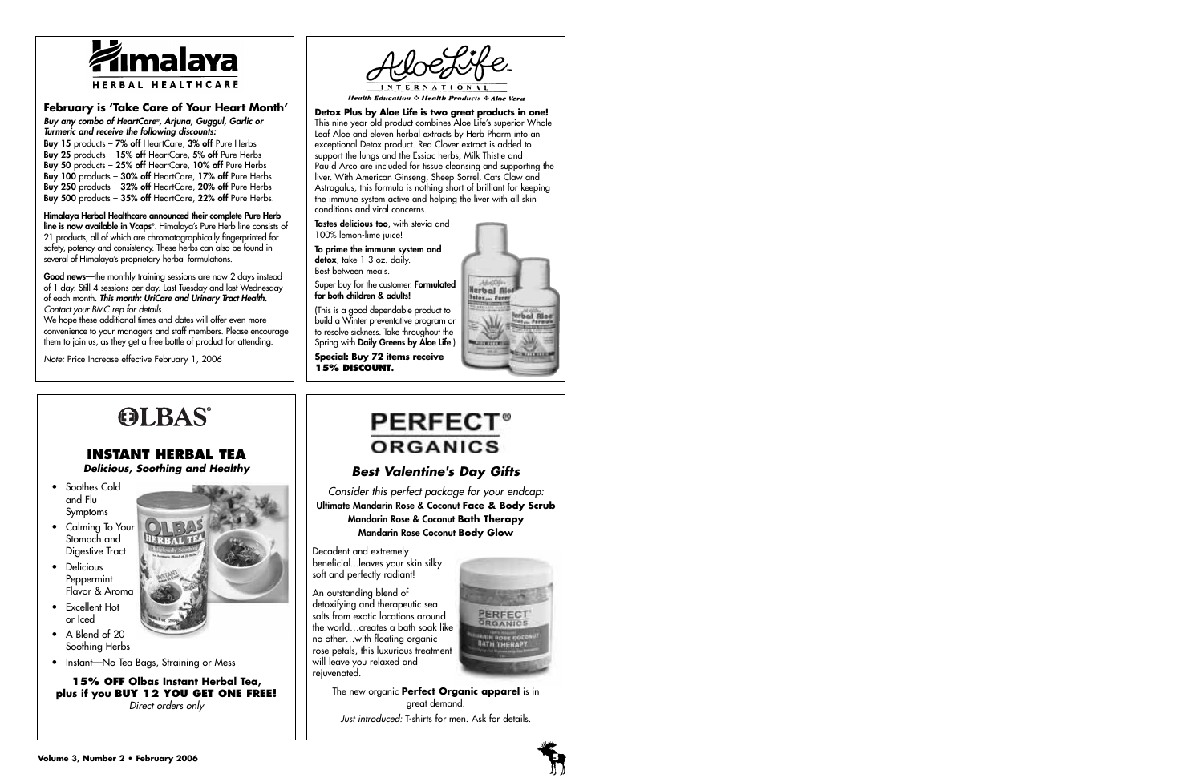# Himalaya HERBAL HEALTHCARE

### February is 'Take Care of Your Heart Month'

***Buy any combo of HeartCare®, Arjuna, Guggul, Garlic or Turmeric and receive the following discounts:***

**Buy 15** products – **7% off** HeartCare, **3% off** Pure Herbs
**Buy 25** products – **15% off** HeartCare, **5% off** Pure Herbs
**Buy 50** products – **25% off** HeartCare, **10% off** Pure Herbs
**Buy 100** products – **30% off** HeartCare, **17% off** Pure Herbs
**Buy 250** products – **32% off** HeartCare, **20% off** Pure Herbs
**Buy 500** products – **35% off** HeartCare, **22% off** Pure Herbs.

**Himalaya Herbal Healthcare announced their complete Pure Herb line is now available in Vcaps®**. Himalaya's Pure Herb line consists of 21 products, all of which are chromatographically fingerprinted for safety, potency and consistency. These herbs can also be found in several of Himalaya's proprietary herbal formulations.

**Good news**—the monthly training sessions are now 2 days instead of 1 day. Still 4 sessions per day. Last Tuesday and last Wednesday of each month. ***This month: UriCare and Urinary Tract Health.*** *Contact your BMC rep for details.*
We hope these additional times and dates will offer even more convenience to your managers and staff members. Please encourage them to join us, as they get a free bottle of product for attending.

*Note:* Price Increase effective February 1, 2006

# AloeLife INTERNATIONAL

*Health Education ✣ Health Products ✣ Aloe Vera*

**Detox Plus by Aloe Life is two great products in one!** This nine-year old product combines Aloe Life's superior Whole Leaf Aloe and eleven herbal extracts by Herb Pharm into an exceptional Detox product. Red Clover extract is added to support the lungs and the Essiac herbs, Milk Thistle and Pau d Arco are included for tissue cleansing and supporting the liver. With American Ginseng, Sheep Sorrel, Cats Claw and Astragalus, this formula is nothing short of brilliant for keeping the immune system active and helping the liver with all skin conditions and viral concerns.

**Tastes delicious too**, with stevia and 100% lemon-lime juice!

**To prime the immune system and detox**, take 1-3 oz. daily. Best between meals.

Super buy for the customer. **Formulated for both children & adults!**

(This is a good dependable product to build a Winter preventative program or to resolve sickness. Take throughout the Spring with **Daily Greens by Aloe Life**.)

**Special: Buy 72 items receive 15% DISCOUNT.**

# OLBAS®

## INSTANT HERBAL TEA

***Delicious, Soothing and Healthy***

- Soothes Cold and Flu Symptoms
- Calming To Your Stomach and Digestive Tract
- Delicious Peppermint Flavor & Aroma
- Excellent Hot or Iced
- A Blend of 20 Soothing Herbs
- Instant—No Tea Bags, Straining or Mess

**15% OFF Olbas Instant Herbal Tea, plus if you BUY 12 YOU GET ONE FREE!**
*Direct orders only*

# PERFECT® ORGANICS

### *Best Valentine's Day Gifts*

*Consider this perfect package for your endcap:*
**Ultimate Mandarin Rose & Coconut Face & Body Scrub**
**Mandarin Rose & Coconut Bath Therapy**
**Mandarin Rose Coconut Body Glow**

Decadent and extremely beneficial...leaves your skin silky soft and perfectly radiant!

An outstanding blend of detoxifying and therapeutic sea salts from exotic locations around the world…creates a bath soak like no other…with floating organic rose petals, this luxurious treatment will leave you relaxed and rejuvenated.

The new organic **Perfect Organic apparel** is in great demand.
*Just introduced:* T-shirts for men. Ask for details.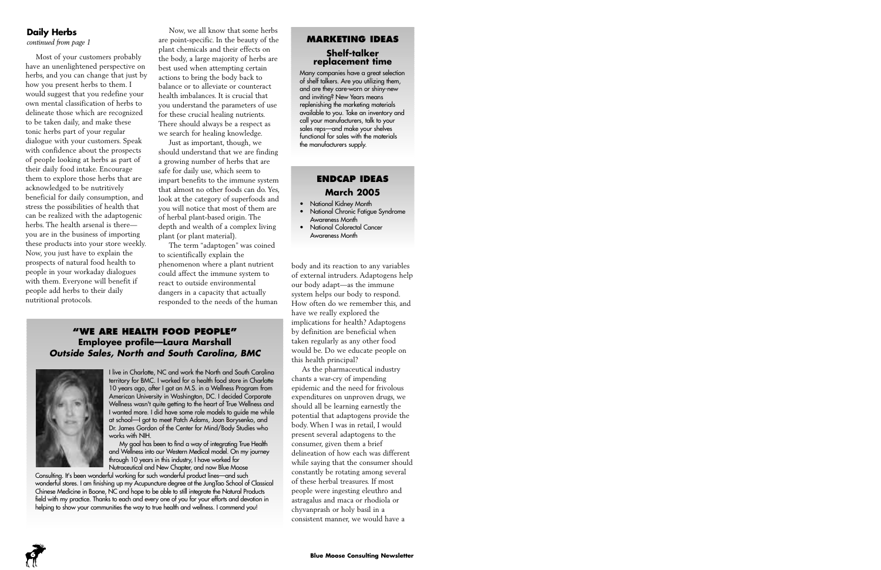## Daily Herbs

*continued from page 1*

Most of your customers probably have an unenlightened perspective on herbs, and you can change that just by how you present herbs to them. I would suggest that you redefine your own mental classification of herbs to delineate those which are recognized to be taken daily, and make these tonic herbs part of your regular dialogue with your customers. Speak with confidence about the prospects of people looking at herbs as part of their daily food intake. Encourage them to explore those herbs that are acknowledged to be nutritively beneficial for daily consumption, and stress the possibilities of health that can be realized with the adaptogenic herbs. The health arsenal is there—you are in the business of importing these products into your store weekly. Now, you just have to explain the prospects of natural food health to people in your workaday dialogues with them. Everyone will benefit if people add herbs to their daily nutritional protocols.

Now, we all know that some herbs are point-specific. In the beauty of the plant chemicals and their effects on the body, a large majority of herbs are best used when attempting certain actions to bring the body back to balance or to alleviate or counteract health imbalances. It is crucial that you understand the parameters of use for these crucial healing nutrients. There should always be a respect as we search for healing knowledge.

Just as important, though, we should understand that we are finding a growing number of herbs that are safe for daily use, which seem to impart benefits to the immune system that almost no other foods can do. Yes, look at the category of superfoods and you will notice that most of them are of herbal plant-based origin. The depth and wealth of a complex living plant (or plant material).

The term "adaptogen" was coined to scientifically explain the phenomenon where a plant nutrient could affect the immune system to react to outside environmental dangers in a capacity that actually responded to the needs of the human body and its reaction to any variables of external intruders. Adaptogens help our body adapt—as the immune system helps our body to respond. How often do we remember this, and have we really explored the implications for health? Adaptogens by definition are beneficial when taken regularly as any other food would be. Do we educate people on this health principal?

As the pharmaceutical industry chants a war-cry of impending epidemic and the need for frivolous expenditures on unproven drugs, we should all be learning earnestly the potential that adaptogens provide the body. When I was in retail, I would present several adaptogens to the consumer, given them a brief delineation of how each was different while saying that the consumer should constantly be rotating among several of these herbal treasures. If most people were ingesting eleuthro and astragalus and maca or rhodiola or chyvanprash or holy basil in a consistent manner, we would have a

## MARKETING IDEAS

### Shelf-talker replacement time

Many companies have a great selection of shelf talkers. Are you utilizing them, and are they care-worn or shiny-new and inviting? New Years means replenishing the marketing materials available to you. Take an inventory and call your manufacturers, talk to your sales reps—and make your shelves functional for sales with the materials the manufacturers supply.

## ENDCAP IDEAS

### March 2005

- National Kidney Month
- National Chronic Fatigue Syndrome Awareness Month
- National Colorectal Cancer Awareness Month

## "WE ARE HEALTH FOOD PEOPLE"

### Employee profile—Laura Marshall

***Outside Sales, North and South Carolina, BMC***

I live in Charlotte, NC and work the North and South Carolina territory for BMC. I worked for a health food store in Charlotte 10 years ago, after I got an M.S. in a Wellness Program from American University in Washington, DC. I decided Corporate Wellness wasn't quite getting to the heart of True Wellness and I wanted more. I did have some role models to guide me while at school—I got to meet Patch Adams, Joan Borysenko, and Dr. James Gordon of the Center for Mind/Body Studies who works with NIH.

My goal has been to find a way of integrating True Health and Wellness into our Western Medical model. On my journey through 10 years in this industry, I have worked for Nutraceutical and New Chapter, and now Blue Moose Consulting. It's been wonderful working for such wonderful product lines—and such wonderful stores. I am finishing up my Acupuncture degree at the JungTao School of Classical Chinese Medicine in Boone, NC and hope to be able to still integrate the Natural Products field with my practice. Thanks to each and every one of you for your efforts and devotion in helping to show your communities the way to true health and wellness. I commend you!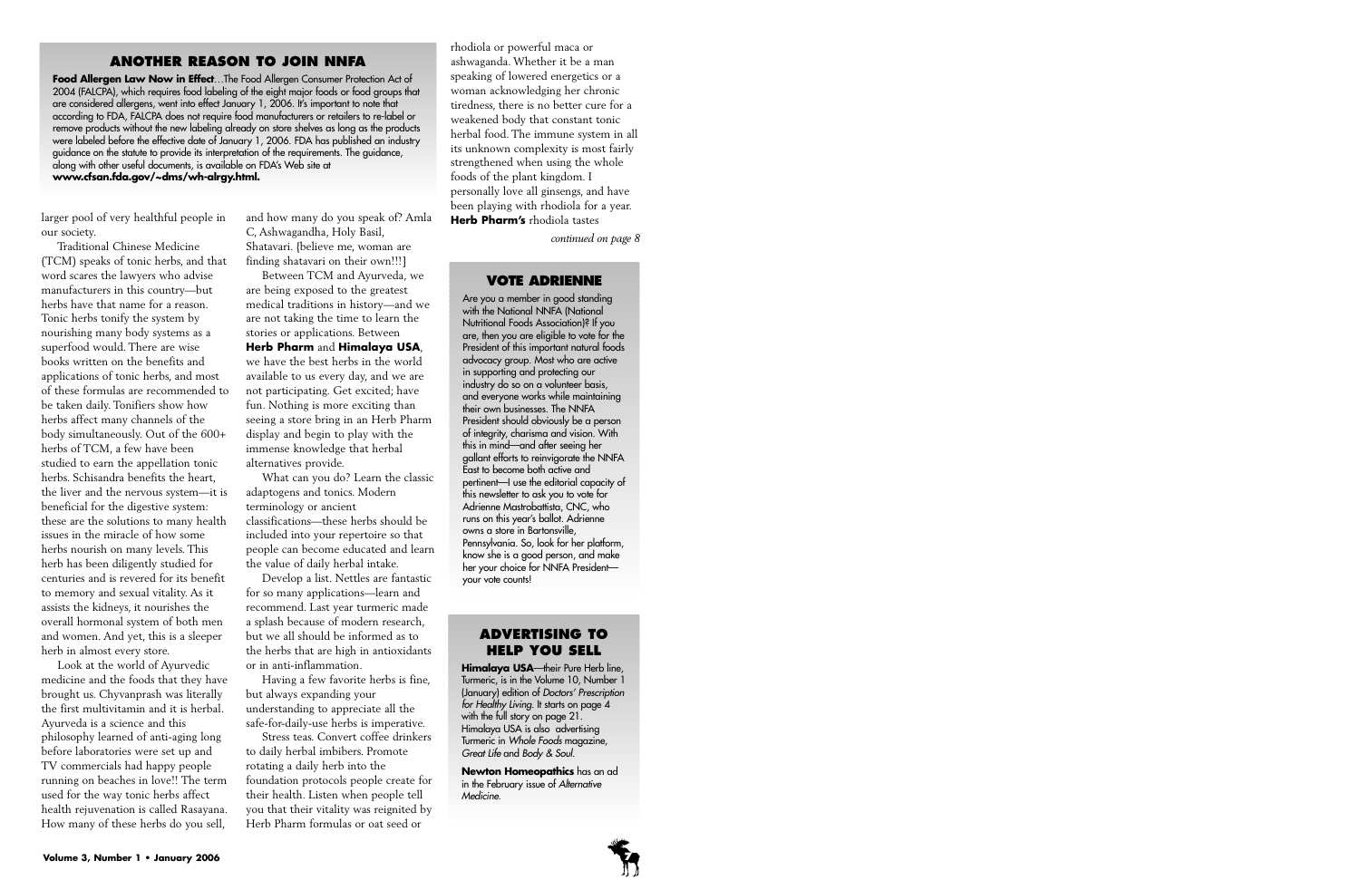## ANOTHER REASON TO JOIN NNFA

**Food Allergen Law Now in Effect**…The Food Allergen Consumer Protection Act of 2004 (FALCPA), which requires food labeling of the eight major foods or food groups that are considered allergens, went into effect January 1, 2006. It's important to note that according to FDA, FALCPA does not require food manufacturers or retailers to re-label or remove products without the new labeling already on store shelves as long as the products were labeled before the effective date of January 1, 2006. FDA has published an industry guidance on the statute to provide its interpretation of the requirements. The guidance, along with other useful documents, is available on FDA's Web site at **www.cfsan.fda.gov/~dms/wh-alrgy.html.**

larger pool of very healthful people in our society.

Traditional Chinese Medicine (TCM) speaks of tonic herbs, and that word scares the lawyers who advise manufacturers in this country—but herbs have that name for a reason. Tonic herbs tonify the system by nourishing many body systems as a superfood would. There are wise books written on the benefits and applications of tonic herbs, and most of these formulas are recommended to be taken daily. Tonifiers show how herbs affect many channels of the body simultaneously. Out of the 600+ herbs of TCM, a few have been studied to earn the appellation tonic herbs. Schisandra benefits the heart, the liver and the nervous system—it is beneficial for the digestive system: these are the solutions to many health issues in the miracle of how some herbs nourish on many levels. This herb has been diligently studied for centuries and is revered for its benefit to memory and sexual vitality. As it assists the kidneys, it nourishes the overall hormonal system of both men and women. And yet, this is a sleeper herb in almost every store.

Look at the world of Ayurvedic medicine and the foods that they have brought us. Chyvanprash was literally the first multivitamin and it is herbal. Ayurveda is a science and this philosophy learned of anti-aging long before laboratories were set up and TV commercials had happy people running on beaches in love!! The term used for the way tonic herbs affect health rejuvenation is called Rasayana. How many of these herbs do you sell, and how many do you speak of? Amla C, Ashwagandha, Holy Basil, Shatavari. (believe me, woman are finding shatavari on their own!!!]

Between TCM and Ayurveda, we are being exposed to the greatest medical traditions in history—and we are not taking the time to learn the stories or applications. Between **Herb Pharm** and **Himalaya USA**, we have the best herbs in the world available to us every day, and we are not participating. Get excited; have fun. Nothing is more exciting than seeing a store bring in an Herb Pharm display and begin to play with the immense knowledge that herbal alternatives provide.

What can you do? Learn the classic adaptogens and tonics. Modern terminology or ancient classifications—these herbs should be included into your repertoire so that people can become educated and learn the value of daily herbal intake.

Develop a list. Nettles are fantastic for so many applications—learn and recommend. Last year turmeric made a splash because of modern research, but we all should be informed as to the herbs that are high in antioxidants or in anti-inflammation.

Having a few favorite herbs is fine, but always expanding your understanding to appreciate all the safe-for-daily-use herbs is imperative.

Stress teas. Convert coffee drinkers to daily herbal imbibers. Promote rotating a daily herb into the foundation protocols people create for their health. Listen when people tell you that their vitality was reignited by Herb Pharm formulas or oat seed or rhodiola or powerful maca or ashwaganda. Whether it be a man speaking of lowered energetics or a woman acknowledging her chronic tiredness, there is no better cure for a weakened body that constant tonic herbal food. The immune system in all its unknown complexity is most fairly strengthened when using the whole foods of the plant kingdom. I personally love all ginsengs, and have been playing with rhodiola for a year. **Herb Pharm's** rhodiola tastes

*continued on page 8*

## VOTE ADRIENNE

Are you a member in good standing with the National NNFA (National Nutritional Foods Association)? If you are, then you are eligible to vote for the President of this important natural foods advocacy group. Most who are active in supporting and protecting our industry do so on a volunteer basis, and everyone works while maintaining their own businesses. The NNFA President should obviously be a person of integrity, charisma and vision. With this in mind—and after seeing her gallant efforts to reinvigorate the NNFA East to become both active and pertinent—I use the editorial capacity of this newsletter to ask you to vote for Adrienne Mastrobattista, CNC, who runs on this year's ballot. Adrienne owns a store in Bartonsville, Pennsylvania. So, look for her platform, know she is a good person, and make her your choice for NNFA President—your vote counts!

## ADVERTISING TO HELP YOU SELL

**Himalaya USA**—their Pure Herb line, Turmeric, is in the Volume 10, Number 1 (January) edition of *Doctors' Prescription for Healthy Living*. It starts on page 4 with the full story on page 21. Himalaya USA is also advertising Turmeric in *Whole Foods* magazine, *Great Life* and *Body & Soul*.

**Newton Homeopathics** has an ad in the February issue of *Alternative Medicine*.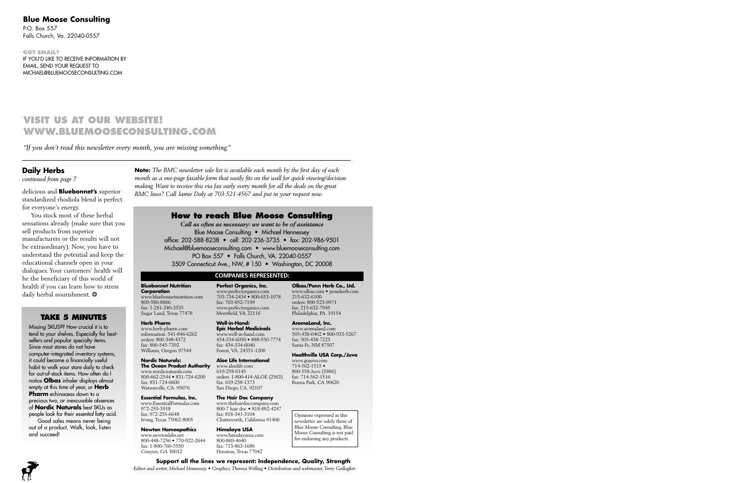**Blue Moose Consulting**
P.O. Box 557
Falls Church, Va. 22040-0557

**GOT EMAIL?**
IF YOU'D LIKE TO RECEIVE INFORMATION BY EMAIL, SEND YOUR REQUEST TO MICHAEL@BLUEMOOSECONSULTING.COM

## VISIT US AT OUR WEBSITE! WWW.BLUEMOOSECONSULTING.COM

*"If you don't read this newsletter every month, you are missing something."*

## Daily Herbs

*continued from page 7*

delicious and **Bluebonnet's** superior standardized rhodiola blend is perfect for everyone's energy.

You stock most of these herbal sensations already (make sure that you sell products from superior manufacturers or the results will not be extraordinary). Now, you have to understand the potential and keep the educational channels open in your dialogues. Your customers' health will be the beneficiary of this world of health if you can learn how to stress daily herbal nourishment. ❂

## TAKE 5 MINUTES

Missing SKUS?? How crucial it is to tend to your shelves. Especially for best-sellers and popular specialty items. Since most stores do not have computer-integrated inventory systems, it could become a financially useful habit to walk your store daily to check for out-of-stock items. How often do I notice **Olbas** inhaler displays almost empty at this time of year, or **Herb Pharm** echinaceas down to a precious two, or inexcusable absences of **Nordic Naturals** best SKUs as people look for their *essential* fatty acid.

Good sales means never being out of a product. Walk, look, listen and succeed!

**Note:** *The BMC newsletter sale list is available each month by the first day of each month as a one-page faxable form that easily fits on the wall for quick viewing/decision-making. Want to receive this via fax early every month for all the deals on the great BMC lines? Call Jamie Daly at 703-521-4567 and put in your request now.*

## How to reach Blue Moose Consulting

***Call as often as necessary: we want to be of assistance***

Blue Moose Consulting • Michael Hennessey
office: 202-588-8238 • cell: 202-236-3735 • fax: 202-986-9501
Michael@bluemooseconsulting.com • www.bluemooseconsulting.com
PO Box 557 • Falls Church, VA. 22040-0557
3509 Connecticut Ave., NW, # 150 • Washington, DC 20008

### COMPANIES REPRESENTED:

**Bluebonnet Nutrition Corporation**
www.bluebonnetnutrition.com
800-580-8866
fax: 1-281-240-3535
Sugar Land, Texas 77478

**Herb Pharm**
www.herb-pharm.com
information: 541-846-6262
orders: 800-348-4372
fax: 800-545-7392
Williams, Oregon 97544

**Nordic Naturals: The Ocean Product Authority**
www.nordicnaturals.com
800-662-2544 • 831-724-6200
fax: 831-724-6600
Watsonville, CA. 95076

**Essential Formulas, Inc.**
www.EssentialFormulas.com
972-255-3918
fax: 972-255-6648
Irving, Texas 75062-8005

**Newton Homeopathics**
www.newtonlabs.net
800-448-7256 • 770-922-2644
fax: 1-800-760-5550
Conyers, GA 30012

**Perfect Organics, Inc.**
www.perfectorganics.com
703-734-2434 • 800-653-1078
fax: 703-852-7199
www.perfectorganics.com
Merrifield, VA 22116

**Well-in-Hand: Epic Herbal Medicinals**
www.well-in-hand.com
434-534-6050 • 888-550-7774
fax: 434-534-6040
Forest, VA. 24551-1200

**Aloe Life International**
www.aloelife.com
619-258-0145
orders: 1-800-414-ALOE (2563)
fax: 619-258-1373
San Diego, CA. 92107

**The Hair Doc Company**
www.thehairdoccompany.com
800-7 hair doc • 818-882-4247
fax: 818-341-3104
Chattsworth, California 91406

**Himalaya USA**
www.himalayausa.com
800-869-4640
fax: 713-863-1686
Houston, Texas 77042

**Olbas/Penn Herb Co., Ltd.**
www.olbas.com • pennherb.com
215-632-6100
orders: 800-523-9971
fax: 215-632-7945
Philadelphia, PA. 19154

**AromaLand, Inc.**
www.aromaland.com
505-438-0402 • 800-933-5267
fax: 505-438-7223
Santa Fe, NM 87507

**Healthville USA Corp./Juvo**
www.gojuvo.com
714-562-1515 •
800-558-Juvo (5886)
fax: 714-562-1516
Buena Park, CA 90620

Opinions expressed in this newsletter are solely those of Blue Moose Consulting. Blue Moose Consulting is not paid for endorsing any products.

**Support all the lines we represent: Independence, Quality, Strength**

*Editor and writer, Michael Hennessey • Graphics, Theresa Welling • Distribution and webmaster, Terry Gallagher*